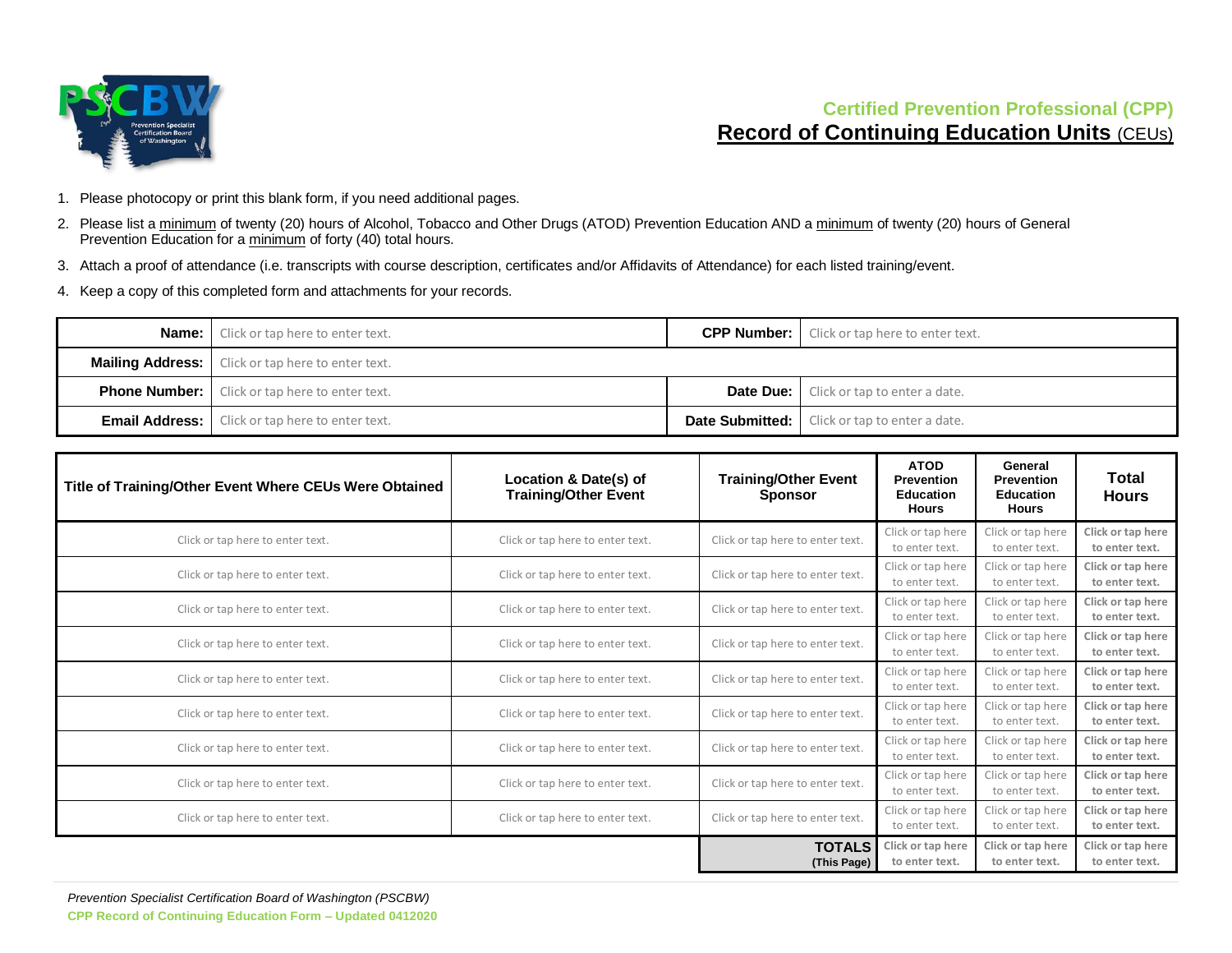## Certified Prevention Professional (CPP)

## Record of Continuing Education Units (CEUs)

1. Please photocopy or print this blank form, if you need additional pages.
2. Please list a minimum of twenty (20) hours of Alcohol, Tobacco and Other Drugs (ATOD) Prevention Education AND a minimum of twenty (20) hours of General Prevention Education for a minimum of forty (40) total hours.
3. Attach a proof of attendance (i.e. transcripts with course description, certificates and/or Affidavits of Attendance) for each listed training/event.
4. Keep a copy of this completed form and attachments for your records.

| | | | |
|---|---|---|---|
| **Name:** | Click or tap here to enter text. | **CPP Number:** | Click or tap here to enter text. |
| **Mailing Address:** | Click or tap here to enter text. | | |
| **Phone Number:** | Click or tap here to enter text. | **Date Due:** | Click or tap to enter a date. |
| **Email Address:** | Click or tap here to enter text. | **Date Submitted:** | Click or tap to enter a date. |

| Title of Training/Other Event Where CEUs Were Obtained | Location & Date(s) of Training/Other Event | Training/Other Event Sponsor | ATOD Prevention Education Hours | General Prevention Education Hours | Total Hours |
|---|---|---|---|---|---|
| Click or tap here to enter text. | Click or tap here to enter text. | Click or tap here to enter text. | Click or tap here to enter text. | Click or tap here to enter text. | Click or tap here to enter text. |
| Click or tap here to enter text. | Click or tap here to enter text. | Click or tap here to enter text. | Click or tap here to enter text. | Click or tap here to enter text. | Click or tap here to enter text. |
| Click or tap here to enter text. | Click or tap here to enter text. | Click or tap here to enter text. | Click or tap here to enter text. | Click or tap here to enter text. | Click or tap here to enter text. |
| Click or tap here to enter text. | Click or tap here to enter text. | Click or tap here to enter text. | Click or tap here to enter text. | Click or tap here to enter text. | Click or tap here to enter text. |
| Click or tap here to enter text. | Click or tap here to enter text. | Click or tap here to enter text. | Click or tap here to enter text. | Click or tap here to enter text. | Click or tap here to enter text. |
| Click or tap here to enter text. | Click or tap here to enter text. | Click or tap here to enter text. | Click or tap here to enter text. | Click or tap here to enter text. | Click or tap here to enter text. |
| Click or tap here to enter text. | Click or tap here to enter text. | Click or tap here to enter text. | Click or tap here to enter text. | Click or tap here to enter text. | Click or tap here to enter text. |
| Click or tap here to enter text. | Click or tap here to enter text. | Click or tap here to enter text. | Click or tap here to enter text. | Click or tap here to enter text. | Click or tap here to enter text. |
| Click or tap here to enter text. | Click or tap here to enter text. | Click or tap here to enter text. | Click or tap here to enter text. | Click or tap here to enter text. | Click or tap here to enter text. |
| | | **TOTALS (This Page)** | Click or tap here to enter text. | Click or tap here to enter text. | Click or tap here to enter text. |

*Prevention Specialist Certification Board of Washington (PSCBW)*

**CPP Record of Continuing Education Form – Updated 0412020**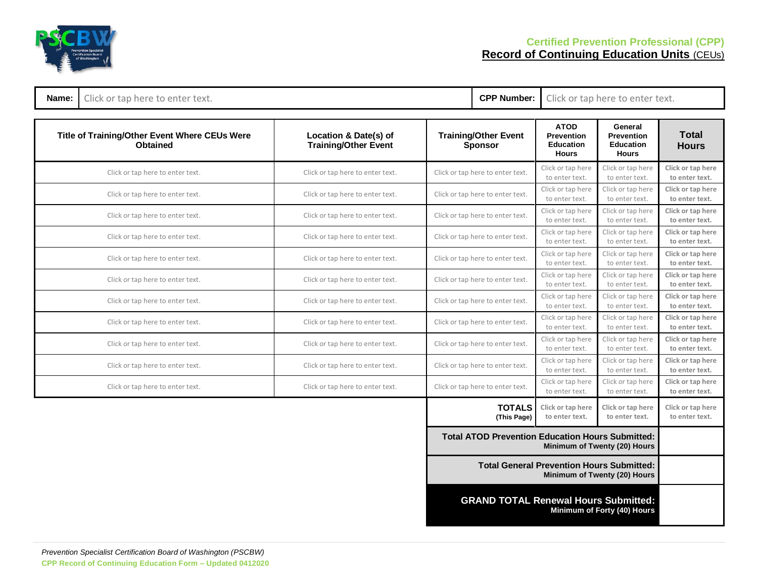## Certified Prevention Professional (CPP)

## Record of Continuing Education Units (CEUs)

| Name: | Click or tap here to enter text. | CPP Number: | Click or tap here to enter text. |
|---|---|---|---|

| Title of Training/Other Event Where CEUs Were Obtained | Location & Date(s) of Training/Other Event | Training/Other Event Sponsor | ATOD Prevention Education Hours | General Prevention Education Hours | Total Hours |
|---|---|---|---|---|---|
| Click or tap here to enter text. | Click or tap here to enter text. | Click or tap here to enter text. | Click or tap here to enter text. | Click or tap here to enter text. | **Click or tap here to enter text.** |
| Click or tap here to enter text. | Click or tap here to enter text. | Click or tap here to enter text. | Click or tap here to enter text. | Click or tap here to enter text. | **Click or tap here to enter text.** |
| Click or tap here to enter text. | Click or tap here to enter text. | Click or tap here to enter text. | Click or tap here to enter text. | Click or tap here to enter text. | **Click or tap here to enter text.** |
| Click or tap here to enter text. | Click or tap here to enter text. | Click or tap here to enter text. | Click or tap here to enter text. | Click or tap here to enter text. | **Click or tap here to enter text.** |
| Click or tap here to enter text. | Click or tap here to enter text. | Click or tap here to enter text. | Click or tap here to enter text. | Click or tap here to enter text. | **Click or tap here to enter text.** |
| Click or tap here to enter text. | Click or tap here to enter text. | Click or tap here to enter text. | Click or tap here to enter text. | Click or tap here to enter text. | **Click or tap here to enter text.** |
| Click or tap here to enter text. | Click or tap here to enter text. | Click or tap here to enter text. | Click or tap here to enter text. | Click or tap here to enter text. | **Click or tap here to enter text.** |
| Click or tap here to enter text. | Click or tap here to enter text. | Click or tap here to enter text. | Click or tap here to enter text. | Click or tap here to enter text. | **Click or tap here to enter text.** |
| Click or tap here to enter text. | Click or tap here to enter text. | Click or tap here to enter text. | Click or tap here to enter text. | Click or tap here to enter text. | **Click or tap here to enter text.** |
| Click or tap here to enter text. | Click or tap here to enter text. | Click or tap here to enter text. | Click or tap here to enter text. | Click or tap here to enter text. | **Click or tap here to enter text.** |
| Click or tap here to enter text. | Click or tap here to enter text. | Click or tap here to enter text. | Click or tap here to enter text. | Click or tap here to enter text. | **Click or tap here to enter text.** |
| | | **TOTALS** (This Page) | **Click or tap here to enter text.** | **Click or tap here to enter text.** | **Click or tap here to enter text.** |

| | |
|---|---|
| **Total ATOD Prevention Education Hours Submitted:** Minimum of Twenty (20) Hours | |
| **Total General Prevention Hours Submitted:** Minimum of Twenty (20) Hours | |
| **GRAND TOTAL Renewal Hours Submitted:** Minimum of Forty (40) Hours | |

*Prevention Specialist Certification Board of Washington (PSCBW)*

**CPP Record of Continuing Education Form – Updated 0412020**